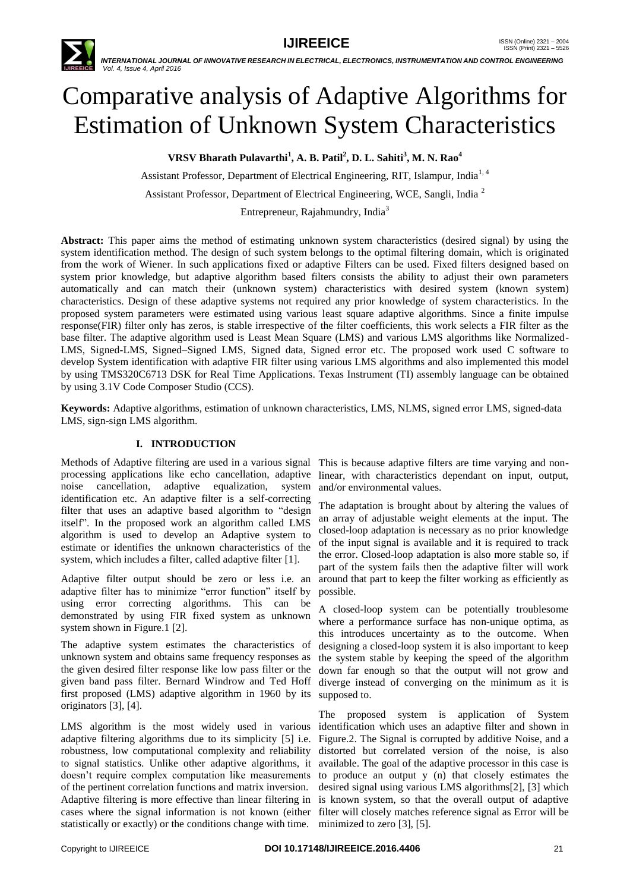# Comparative analysis of Adaptive Algorithms for Estimation of Unknown System Characteristics

**VRSV Bharath Pulavarthi[1], A. B. Patil[2], D. L. Sahiti[3], M. N. Rao[4]**

Assistant Professor, Department of Electrical Engineering, RIT, Islampur, India[1, 4]

Assistant Professor, Department of Electrical Engineering, WCE, Sangli, India [2]

Entrepreneur, Rajahmundry, India[3]

**Abstract:** This paper aims the method of estimating unknown system characteristics (desired signal) by using the system identification method. The design of such system belongs to the optimal filtering domain, which is originated from the work of Wiener. In such applications fixed or adaptive Filters can be used. Fixed filters designed based on system prior knowledge, but adaptive algorithm based filters consists the ability to adjust their own parameters automatically and can match their (unknown system) characteristics with desired system (known system) characteristics. Design of these adaptive systems not required any prior knowledge of system characteristics. In the proposed system parameters were estimated using various least square adaptive algorithms. Since a finite impulse response(FIR) filter only has zeros, is stable irrespective of the filter coefficients, this work selects a FIR filter as the base filter. The adaptive algorithm used is Least Mean Square (LMS) and various LMS algorithms like Normalized-LMS, Signed-LMS, Signed–Signed LMS, Signed data, Signed error etc. The proposed work used C software to develop System identification with adaptive FIR filter using various LMS algorithms and also implemented this model by using TMS320C6713 DSK for Real Time Applications. Texas Instrument (TI) assembly language can be obtained by using 3.1V Code Composer Studio (CCS).

**Keywords:** Adaptive algorithms, estimation of unknown characteristics, LMS, NLMS, signed error LMS, signed-data LMS, sign-sign LMS algorithm.

## I. INTRODUCTION

Methods of Adaptive filtering are used in a various signal processing applications like echo cancellation, adaptive noise cancellation, adaptive equalization, system identification etc. An adaptive filter is a self-correcting filter that uses an adaptive based algorithm to "design itself". In the proposed work an algorithm called LMS algorithm is used to develop an Adaptive system to estimate or identifies the unknown characteristics of the system, which includes a filter, called adaptive filter [1].

Adaptive filter output should be zero or less i.e. an adaptive filter has to minimize "error function" itself by using error correcting algorithms. This can be demonstrated by using FIR fixed system as unknown system shown in Figure.1 [2].

The adaptive system estimates the characteristics of unknown system and obtains same frequency responses as the given desired filter response like low pass filter or the given band pass filter. Bernard Windrow and Ted Hoff first proposed (LMS) adaptive algorithm in 1960 by its originators [3], [4].

LMS algorithm is the most widely used in various adaptive filtering algorithms due to its simplicity [5] i.e. robustness, low computational complexity and reliability to signal statistics. Unlike other adaptive algorithms, it doesn't require complex computation like measurements of the pertinent correlation functions and matrix inversion. Adaptive filtering is more effective than linear filtering in cases where the signal information is not known (either statistically or exactly) or the conditions change with time. This is because adaptive filters are time varying and non-linear, with characteristics dependant on input, output, and/or environmental values.

The adaptation is brought about by altering the values of an array of adjustable weight elements at the input. The closed-loop adaptation is necessary as no prior knowledge of the input signal is available and it is required to track the error. Closed-loop adaptation is also more stable so, if part of the system fails then the adaptive filter will work around that part to keep the filter working as efficiently as possible.

A closed-loop system can be potentially troublesome where a performance surface has non-unique optima, as this introduces uncertainty as to the outcome. When designing a closed-loop system it is also important to keep the system stable by keeping the speed of the algorithm down far enough so that the output will not grow and diverge instead of converging on the minimum as it is supposed to.

The proposed system is application of System identification which uses an adaptive filter and shown in Figure.2. The Signal is corrupted by additive Noise, and a distorted but correlated version of the noise, is also available. The goal of the adaptive processor in this case is to produce an output y (n) that closely estimates the desired signal using various LMS algorithms[2], [3] which is known system, so that the overall output of adaptive filter will closely matches reference signal as Error will be minimized to zero [3], [5].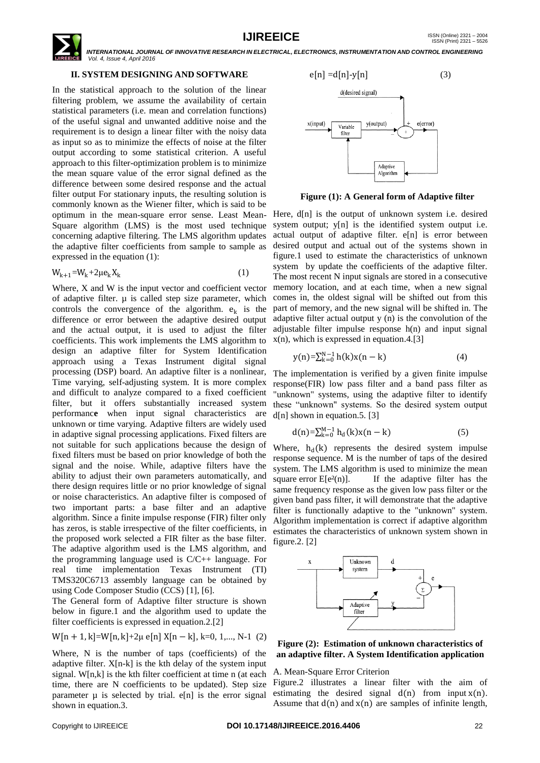## II. SYSTEM DESIGNING AND SOFTWARE

In the statistical approach to the solution of the linear filtering problem, we assume the availability of certain statistical parameters (i.e. mean and correlation functions) of the useful signal and unwanted additive noise and the requirement is to design a linear filter with the noisy data as input so as to minimize the effects of noise at the filter output according to some statistical criterion. A useful approach to this filter-optimization problem is to minimize the mean square value of the error signal defined as the difference between some desired response and the actual filter output For stationary inputs, the resulting solution is commonly known as the Wiener filter, which is said to be optimum in the mean-square error sense. Least Mean-Square algorithm (LMS) is the most used technique concerning adaptive filtering. The LMS algorithm updates the adaptive filter coefficients from sample to sample as expressed in the equation (1):

$$W_{k+1}=W_k+2\mu e_k X_k \tag{1}$$

Where, X and W is the input vector and coefficient vector of adaptive filter. μ is called step size parameter, which controls the convergence of the algorithm. $e_k$ is the difference or error between the adaptive desired output and the actual output, it is used to adjust the filter coefficients. This work implements the LMS algorithm to design an adaptive filter for System Identification approach using a Texas Instrument digital signal processing (DSP) board. An adaptive filter is a nonlinear, Time varying, self-adjusting system. It is more complex and difficult to analyze compared to a fixed coefficient filter, but it offers substantially increased system performanc**e** when input signal characteristics are unknown or time varying. Adaptive filters are widely used in adaptive signal processing applications. Fixed filters are not suitable for such applications because the design of fixed filters must be based on prior knowledge of both the signal and the noise. While, adaptive filters have the ability to adjust their own parameters automatically, and there design requires little or no prior knowledge of signal or noise characteristics. An adaptive filter is composed of two important parts: a base filter and an adaptive algorithm. Since a finite impulse response (FIR) filter only has zeros, is stable irrespective of the filter coefficients, in the proposed work selected a FIR filter as the base filter. The adaptive algorithm used is the LMS algorithm, and the programming language used is C/C++ language. For real time implementation Texas Instrument (TI) TMS320C6713 assembly language can be obtained by using Code Composer Studio (CCS) [1], [6].

The General form of Adaptive filter structure is shown below in figure.1 and the algorithm used to update the filter coefficients is expressed in equation.2.[2]

$$W[n+1,k]=W[n,k]+2\mu\, e[n]\, X[n-k],\ k=0, 1,..., N\text{-}1 \tag{2}$$

Where, N is the number of taps (coefficients) of the adaptive filter. X[n-k] is the kth delay of the system input signal. W[n,k] is the kth filter coefficient at time n (at each time, there are N coefficients to be updated). Step size parameter μ is selected by trial. e[n] is the error signal shown in equation.3.

$$e[n]=d[n]\text{-}y[n] \tag{3}$$

**Figure (1): A General form of Adaptive filter**

Here, d[n] is the output of unknown system i.e. desired system output; y[n] is the identified system output i.e. actual output of adaptive filter. e[n] is error between desired output and actual out of the systems shown in figure.1 used to estimate the characteristics of unknown system by update the coefficients of the adaptive filter. The most recent N input signals are stored in a consecutive memory location, and at each time, when a new signal comes in, the oldest signal will be shifted out from this part of memory, and the new signal will be shifted in. The adaptive filter actual output y (n) is the convolution of the adjustable filter impulse response h(n) and input signal x(n), which is expressed in equation.4.[3]

$$y(n)=\sum_{k=0}^{N-1} h(k)x(n-k) \tag{4}$$

The implementation is verified by a given finite impulse response(FIR) low pass filter and a band pass filter as "unknown" systems, using the adaptive filter to identify these "unknown" systems. So the desired system output d[n] shown in equation.5. [3]

$$d(n)=\sum_{k=0}^{M-1} h_d(k)x(n-k) \tag{5}$$

Where, $h_d(k)$ represents the desired system impulse response sequence. M is the number of taps of the desired system. The LMS algorithm is used to minimize the mean square error $E[e^2(n)]$. If the adaptive filter has the same frequency response as the given low pass filter or the given band pass filter, it will demonstrate that the adaptive filter is functionally adaptive to the "unknown" system. Algorithm implementation is correct if adaptive algorithm estimates the characteristics of unknown system shown in figure.2. [2]

**Figure (2): Estimation of unknown characteristics of an adaptive filter. A System Identification application**

A. Mean-Square Error Criterion

Figure.2 illustrates a linear filter with the aim of estimating the desired signal $d(n)$ from input $x(n)$. Assume that $d(n)$ and $x(n)$ are samples of infinite length,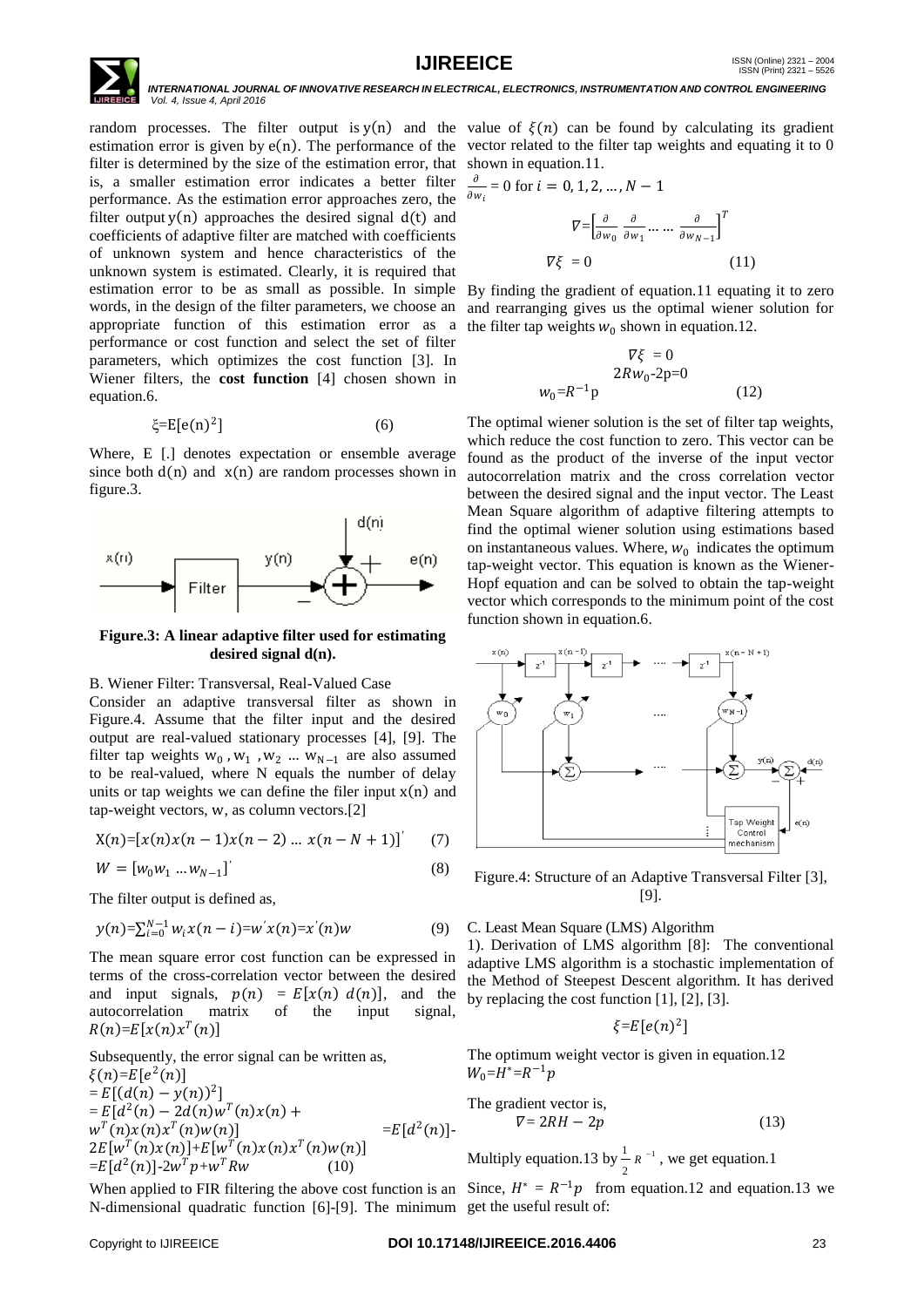random processes. The filter output is $y(n)$ and the estimation error is given by $e(n)$. The performance of the filter is determined by the size of the estimation error, that is, a smaller estimation error indicates a better filter performance. As the estimation error approaches zero, the filter output $y(n)$ approaches the desired signal $d(t)$ and coefficients of adaptive filter are matched with coefficients of unknown system and hence characteristics of the unknown system is estimated. Clearly, it is required that estimation error to be as small as possible. In simple words, in the design of the filter parameters, we choose an appropriate function of this estimation error as a performance or cost function and select the set of filter parameters, which optimizes the cost function [3]. In Wiener filters, the **cost function** [4] chosen shown in equation.6.

$$\xi = E[e(n)^2] \tag{6}$$

Where, E [.] denotes expectation or ensemble average since both $d(n)$ and $x(n)$ are random processes shown in figure.3.

**Figure.3: A linear adaptive filter used for estimating desired signal d(n).**

B. Wiener Filter: Transversal, Real-Valued Case

Consider an adaptive transversal filter as shown in Figure.4. Assume that the filter input and the desired output are real-valued stationary processes [4], [9]. The filter tap weights $w_0, w_1, w_2 \ldots w_{N-1}$ are also assumed to be real-valued, where N equals the number of delay units or tap weights we can define the filer input $x(n)$ and tap-weight vectors, w, as column vectors.[2]

$$X(n) = [x(n)x(n-1)x(n-2) \ldots x(n-N+1)]' \tag{7}$$

$$W = [w_0 w_1 \ldots w_{N-1}]' \tag{8}$$

The filter output is defined as,

$$y(n) = \sum_{i=0}^{N-1} w_i x(n-i) = w' x(n) = x'(n) w \tag{9}$$

The mean square error cost function can be expressed in terms of the cross-correlation vector between the desired and input signals, $p(n) = E[x(n)\, d(n)]$, and the autocorrelation matrix of the input signal, $R(n) = E[x(n)x^T(n)]$

Subsequently, the error signal can be written as,

$$\begin{aligned}
\xi(n) &= E[e^2(n)] \\
&= E[(d(n) - y(n))^2] \\
&= E[d^2(n) - 2d(n)w^T(n)x(n) + w^T(n)x(n)x^T(n)w(n)] \\
&= E[d^2(n)] - 2E[w^T(n)x(n)] + E[w^T(n)x(n)x^T(n)w(n)] \\
&= E[d^2(n)] - 2w^T p + w^T R w
\end{aligned} \tag{10}$$

When applied to FIR filtering the above cost function is an N-dimensional quadratic function [6]-[9]. The minimum value of $\xi(n)$ can be found by calculating its gradient vector related to the filter tap weights and equating it to 0 shown in equation.11.

$\frac{\partial}{\partial w_i} = 0$ for $i = 0, 1, 2, \ldots, N-1$

$$\nabla = \left[\frac{\partial}{\partial w_0} \; \frac{\partial}{\partial w_1} \ldots \ldots \frac{\partial}{\partial w_{N-1}}\right]^T$$

$$\nabla \xi = 0 \tag{11}$$

By finding the gradient of equation.11 equating it to zero and rearranging gives us the optimal wiener solution for the filter tap weights $w_0$ shown in equation.12.

$$\begin{aligned}
\nabla \xi &= 0 \\
2Rw_0 - 2p &= 0 \\
w_0 &= R^{-1} p
\end{aligned} \tag{12}$$

The optimal wiener solution is the set of filter tap weights, which reduce the cost function to zero. This vector can be found as the product of the inverse of the input vector autocorrelation matrix and the cross correlation vector between the desired signal and the input vector. The Least Mean Square algorithm of adaptive filtering attempts to find the optimal wiener solution using estimations based on instantaneous values. Where, $w_0$ indicates the optimum tap-weight vector. This equation is known as the Wiener-Hopf equation and can be solved to obtain the tap-weight vector which corresponds to the minimum point of the cost function shown in equation.6.

Figure.4: Structure of an Adaptive Transversal Filter [3], [9].

C. Least Mean Square (LMS) Algorithm

1). Derivation of LMS algorithm [8]: The conventional adaptive LMS algorithm is a stochastic implementation of the Method of Steepest Descent algorithm. It has derived by replacing the cost function [1], [2], [3].

$$\xi = E[e(n)^2]$$

The optimum weight vector is given in equation.12

$$W_0 = H^* = R^{-1} p$$

The gradient vector is,

$$\nabla = 2RH - 2p \tag{13}$$

Multiply equation.13 by $\frac{1}{2} R^{-1}$, we get equation.1

Since, $H^* = R^{-1} p$ from equation.12 and equation.13 we get the useful result of: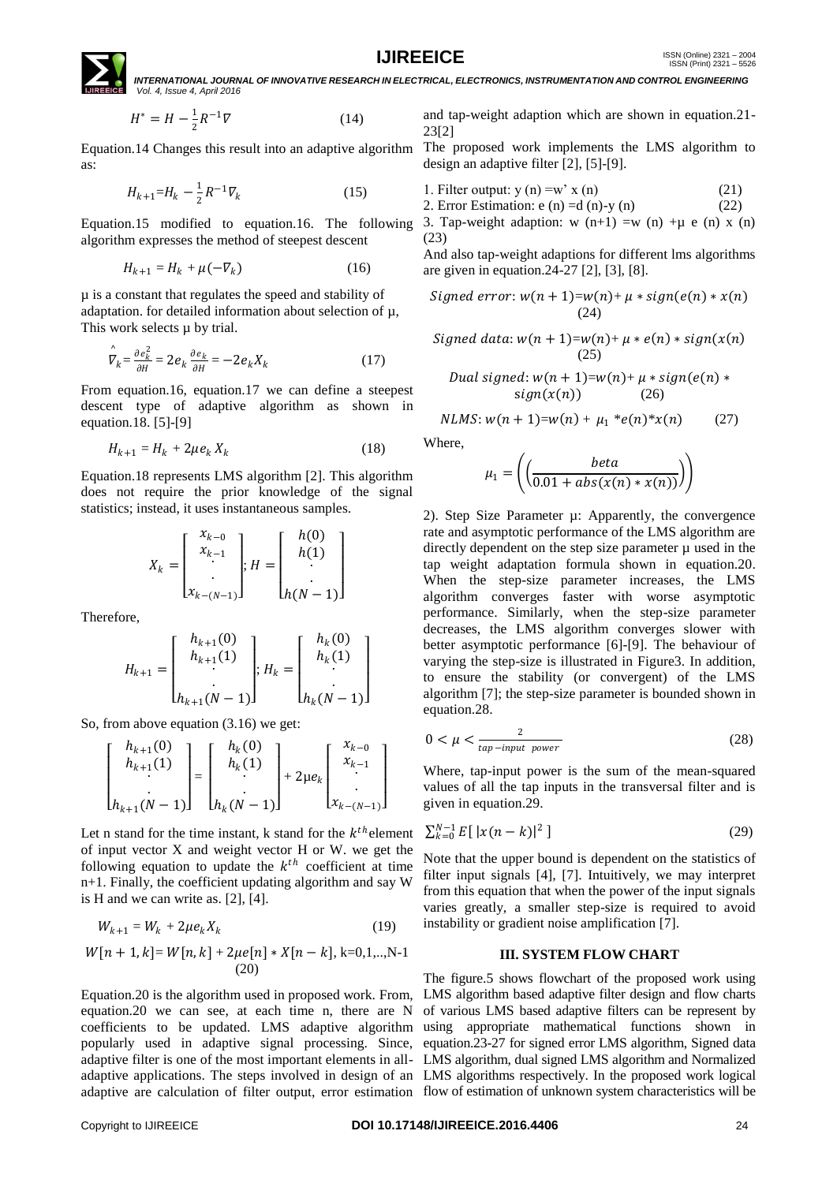$$H^{*} = H - \frac{1}{2}R^{-1}\nabla \tag{14}$$

Equation.14 Changes this result into an adaptive algorithm as:

$$H_{k+1} = H_k - \frac{1}{2}R^{-1}\nabla_k \tag{15}$$

Equation.15 modified to equation.16. The following algorithm expresses the method of steepest descent

$$H_{k+1} = H_k + \mu(-\nabla_k) \tag{16}$$

µ is a constant that regulates the speed and stability of adaptation. for detailed information about selection of µ, This work selects µ by trial.

$$\hat{\nabla}_k = \frac{\partial e_k^2}{\partial H} = 2e_k \frac{\partial e_k}{\partial H} = -2e_k X_k \tag{17}$$

From equation.16, equation.17 we can define a steepest descent type of adaptive algorithm as shown in equation.18. [5]-[9]

$$H_{k+1} = H_k + 2\mu e_k X_k \tag{18}$$

Equation.18 represents LMS algorithm [2]. This algorithm does not require the prior knowledge of the signal statistics; instead, it uses instantaneous samples.

$$X_k = \begin{bmatrix} x_{k-0} \\ x_{k-1} \\ \cdot \\ \cdot \\ x_{k-(N-1)} \end{bmatrix}; H = \begin{bmatrix} h(0) \\ h(1) \\ \cdot \\ \cdot \\ h(N-1) \end{bmatrix}$$

Therefore,

$$H_{k+1} = \begin{bmatrix} h_{k+1}(0) \\ h_{k+1}(1) \\ \cdot \\ \cdot \\ h_{k+1}(N-1) \end{bmatrix}; H_k = \begin{bmatrix} h_k(0) \\ h_k(1) \\ \cdot \\ \cdot \\ h_k(N-1) \end{bmatrix}$$

So, from above equation (3.16) we get:

$$\begin{bmatrix} h_{k+1}(0) \\ h_{k+1}(1) \\ \cdot \\ \cdot \\ h_{k+1}(N-1) \end{bmatrix} = \begin{bmatrix} h_k(0) \\ h_k(1) \\ \cdot \\ \cdot \\ h_k(N-1) \end{bmatrix} + 2\mu e_k \begin{bmatrix} x_{k-0} \\ x_{k-1} \\ \cdot \\ \cdot \\ x_{k-(N-1)} \end{bmatrix}$$

Let n stand for the time instant, k stand for the $k^{th}$ element of input vector X and weight vector H or W. we get the following equation to update the $k^{th}$ coefficient at time n+1. Finally, the coefficient updating algorithm and say W is H and we can write as. [2], [4].

$$W_{k+1} = W_k + 2\mu e_k X_k \tag{19}$$

$$W[n+1,k] = W[n,k] + 2\mu e[n] * X[n-k],\ k=0,1,..,N-1 \tag{20}$$

Equation.20 is the algorithm used in proposed work. From, equation.20 we can see, at each time n, there are N coefficients to be updated. LMS adaptive algorithm popularly used in adaptive signal processing. Since, adaptive filter is one of the most important elements in all-adaptive applications. The steps involved in design of an adaptive are calculation of filter output, error estimation and tap-weight adaption which are shown in equation.21-23[2]

The proposed work implements the LMS algorithm to design an adaptive filter [2], [5]-[9].

1. Filter output: y (n) =w' x (n) (21)
2. Error Estimation: e (n) =d (n)-y (n) (22)
3. Tap-weight adaption: w (n+1) =w (n) +µ e (n) x (n) (23)

And also tap-weight adaptions for different lms algorithms are given in equation.24-27 [2], [3], [8].

$$Signed\ error: w(n+1)=w(n)+\mu * sign(e(n) * x(n) \tag{24}$$

$$Signed\ data: w(n+1)=w(n)+\mu * e(n) * sign(x(n) \tag{25}$$

$$Dual\ signed: w(n+1)=w(n)+\mu * sign(e(n) * sign(x(n)) \tag{26}$$

$$NLMS: w(n+1)=w(n)+\mu_1 * e(n) * x(n) \tag{27}$$

Where,

$$\mu_1 = \left(\left(\frac{beta}{0.01 + abs(x(n) * x(n))}\right)\right)$$

2). Step Size Parameter µ: Apparently, the convergence rate and asymptotic performance of the LMS algorithm are directly dependent on the step size parameter µ used in the tap weight adaptation formula shown in equation.20. When the step-size parameter increases, the LMS algorithm converges faster with worse asymptotic performance. Similarly, when the step-size parameter decreases, the LMS algorithm converges slower with better asymptotic performance [6]-[9]. The behaviour of varying the step-size is illustrated in Figure3. In addition, to ensure the stability (or convergent) of the LMS algorithm [7]; the step-size parameter is bounded shown in equation.28.

$$0 < \mu < \frac{2}{tap-input\ \ power} \tag{28}$$

Where, tap-input power is the sum of the mean-squared values of all the tap inputs in the transversal filter and is given in equation.29.

$$\sum_{k=0}^{N-1} E[\,|x(n-k)|^2\,] \tag{29}$$

Note that the upper bound is dependent on the statistics of filter input signals [4], [7]. Intuitively, we may interpret from this equation that when the power of the input signals varies greatly, a smaller step-size is required to avoid instability or gradient noise amplification [7].

## III. SYSTEM FLOW CHART

The figure.5 shows flowchart of the proposed work using LMS algorithm based adaptive filter design and flow charts of various LMS based adaptive filters can be represent by using appropriate mathematical functions shown in equation.23-27 for signed error LMS algorithm, Signed data LMS algorithm, dual signed LMS algorithm and Normalized LMS algorithms respectively. In the proposed work logical flow of estimation of unknown system characteristics will be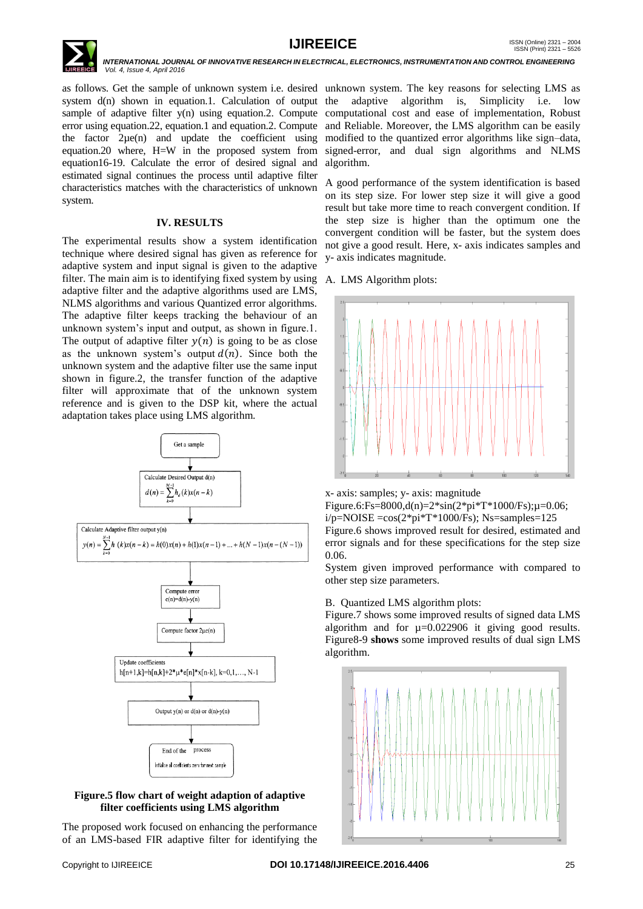as follows. Get the sample of unknown system i.e. desired system d(n) shown in equation.1. Calculation of output sample of adaptive filter y(n) using equation.2. Compute error using equation.22, equation.1 and equation.2. Compute the factor 2μe(n) and update the coefficient using equation.20 where, H=W in the proposed system from equation16-19. Calculate the error of desired signal and estimated signal continues the process until adaptive filter characteristics matches with the characteristics of unknown system.

## IV. RESULTS

The experimental results show a system identification technique where desired signal has given as reference for adaptive system and input signal is given to the adaptive filter. The main aim is to identifying fixed system by using adaptive filter and the adaptive algorithms used are LMS, NLMS algorithms and various Quantized error algorithms. The adaptive filter keeps tracking the behaviour of an unknown system's input and output, as shown in figure.1. The output of adaptive filter $y(n)$ is going to be as close as the unknown system's output $d(n)$. Since both the unknown system and the adaptive filter use the same input shown in figure.2, the transfer function of the adaptive filter will approximate that of the unknown system reference and is given to the DSP kit, where the actual adaptation takes place using LMS algorithm.

Get a sample

Calculate Desired Output d(n)
$$d(n) = \sum_{k=0}^{N-1} h_d(k)x(n-k)$$

Calculate Adaptive filter output y(n)
$$y(n) = \sum_{k=0}^{N-1} h(k)x(n-k) = h(0)x(n) + h(1)x(n-1) + \ldots + h(N-1)x(n-(N-1))$$

Compute error
e(n)=d(n)-y(n)

Compute factor 2μe(n)

Update coefficients
h[n+1,k]=h[n,k]+2*μ*e[n]*x[n-k], k=0,1,…, N-1

Output y(n) or d(n) or d(n)-y(n)

End of the process
Initialise all coefficients zero for next sample

**Figure.5 flow chart of weight adaption of adaptive filter coefficients using LMS algorithm**

The proposed work focused on enhancing the performance of an LMS-based FIR adaptive filter for identifying the unknown system. The key reasons for selecting LMS as the adaptive algorithm is, Simplicity i.e. low computational cost and ease of implementation, Robust and Reliable. Moreover, the LMS algorithm can be easily modified to the quantized error algorithms like sign–data, signed-error, and dual sign algorithms and NLMS algorithm.

A good performance of the system identification is based on its step size. For lower step size it will give a good result but take more time to reach convergent condition. If the step size is higher than the optimum one the convergent condition will be faster, but the system does not give a good result. Here, x- axis indicates samples and y- axis indicates magnitude.

A. LMS Algorithm plots:

x- axis: samples; y- axis: magnitude

Figure.6:Fs=8000,d(n)=2*sin(2*pi*T*1000/Fs);μ=0.06; i/p=NOISE =cos(2*pi*T*1000/Fs); Ns=samples=125

Figure.6 shows improved result for desired, estimated and error signals and for these specifications for the step size 0.06.

System given improved performance with compared to other step size parameters.

B. Quantized LMS algorithm plots:

Figure.7 shows some improved results of signed data LMS algorithm and for μ=0.022906 it giving good results. Figure8-9 **shows** some improved results of dual sign LMS algorithm.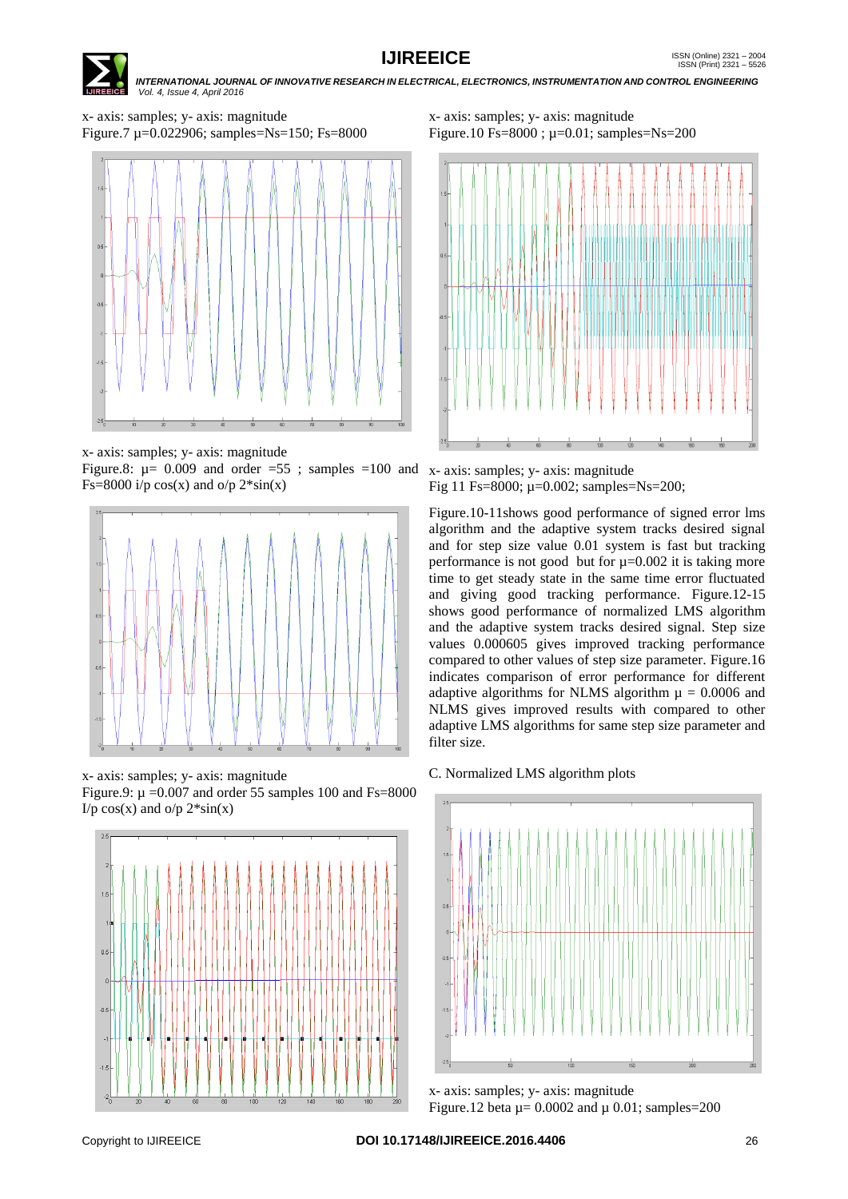x- axis: samples; y- axis: magnitude

Figure.7 μ=0.022906; samples=Ns=150; Fs=8000

x- axis: samples; y- axis: magnitude

Figure.8: μ= 0.009 and order =55 ; samples =100 and Fs=8000 i/p cos(x) and o/p 2*sin(x)

x- axis: samples; y- axis: magnitude

Figure.9: μ =0.007 and order 55 samples 100 and Fs=8000 I/p cos(x) and o/p 2*sin(x)

x- axis: samples; y- axis: magnitude

Figure.10 Fs=8000 ; μ=0.01; samples=Ns=200

x- axis: samples; y- axis: magnitude

Fig 11 Fs=8000; μ=0.002; samples=Ns=200;

Figure.10-11shows good performance of signed error lms algorithm and the adaptive system tracks desired signal and for step size value 0.01 system is fast but tracking performance is not good but for μ=0.002 it is taking more time to get steady state in the same time error fluctuated and giving good tracking performance. Figure.12-15 shows good performance of normalized LMS algorithm and the adaptive system tracks desired signal. Step size values 0.000605 gives improved tracking performance compared to other values of step size parameter. Figure.16 indicates comparison of error performance for different adaptive algorithms for NLMS algorithm μ = 0.0006 and NLMS gives improved results with compared to other adaptive LMS algorithms for same step size parameter and filter size.

C. Normalized LMS algorithm plots

x- axis: samples; y- axis: magnitude

Figure.12 beta μ= 0.0002 and μ 0.01; samples=200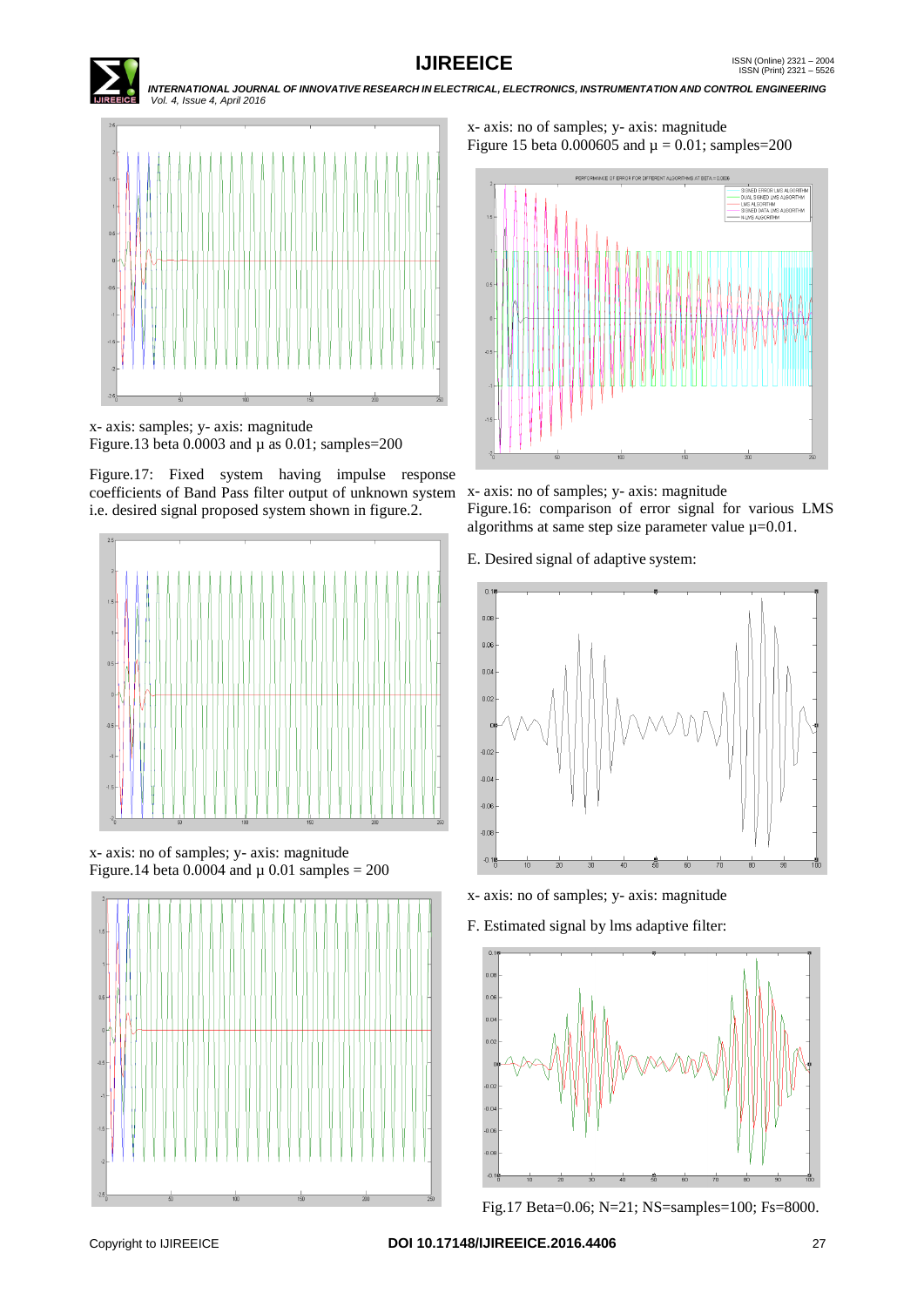x- axis: samples; y- axis: magnitude

Figure.13 beta 0.0003 and µ as 0.01; samples=200

Figure.17: Fixed system having impulse response coefficients of Band Pass filter output of unknown system i.e. desired signal proposed system shown in figure.2.

x- axis: no of samples; y- axis: magnitude

Figure.14 beta 0.0004 and µ 0.01 samples = 200

x- axis: no of samples; y- axis: magnitude

Figure 15 beta 0.000605 and µ = 0.01; samples=200

x- axis: no of samples; y- axis: magnitude

Figure.16: comparison of error signal for various LMS algorithms at same step size parameter value µ=0.01.

E. Desired signal of adaptive system:

x- axis: no of samples; y- axis: magnitude

F. Estimated signal by lms adaptive filter:

Fig.17 Beta=0.06; N=21; NS=samples=100; Fs=8000.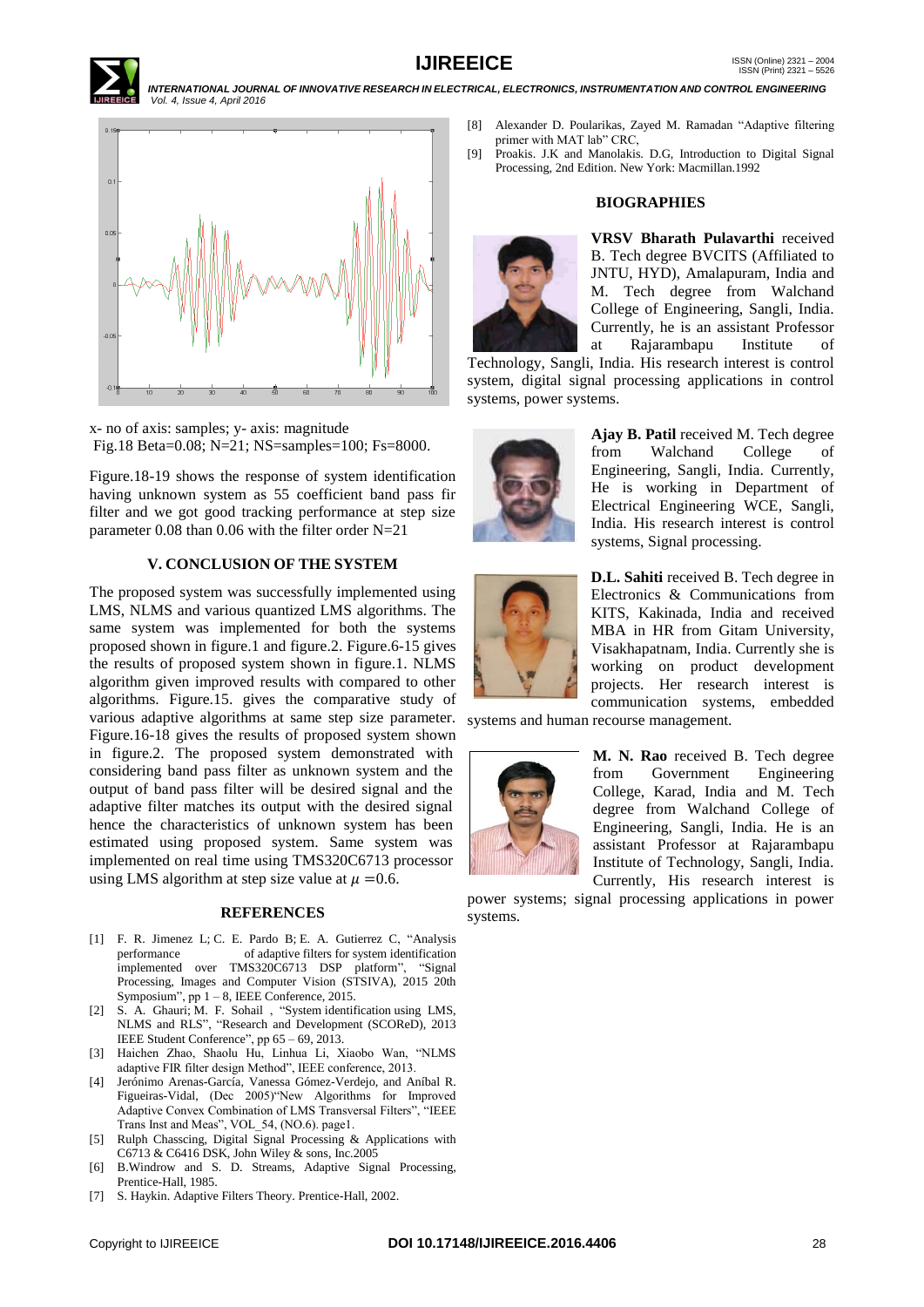0.15
0.1
0.05
0
-0.05
-0.1
0 10 20 30 40 50 60 70 80 90 100

x- no of axis: samples; y- axis: magnitude
Fig.18 Beta=0.08; N=21; NS=samples=100; Fs=8000.

Figure.18-19 shows the response of system identification having unknown system as 55 coefficient band pass fir filter and we got good tracking performance at step size parameter 0.08 than 0.06 with the filter order N=21

## V. CONCLUSION OF THE SYSTEM

The proposed system was successfully implemented using LMS, NLMS and various quantized LMS algorithms. The same system was implemented for both the systems proposed shown in figure.1 and figure.2. Figure.6-15 gives the results of proposed system shown in figure.1. NLMS algorithm given improved results with compared to other algorithms. Figure.15. gives the comparative study of various adaptive algorithms at same step size parameter. Figure.16-18 gives the results of proposed system shown in figure.2. The proposed system demonstrated with considering band pass filter as unknown system and the output of band pass filter will be desired signal and the adaptive filter matches its output with the desired signal hence the characteristics of unknown system has been estimated using proposed system. Same system was implemented on real time using TMS320C6713 processor using LMS algorithm at step size value at $\mu = 0.6$.

## REFERENCES

[1] F. R. Jimenez L; C. E. Pardo B; E. A. Gutierrez C, "Analysis performance of adaptive filters for system identification implemented over TMS320C6713 DSP platform", "Signal Processing, Images and Computer Vision (STSIVA), 2015 20th Symposium", pp 1 – 8, IEEE Conference, 2015.

[2] S. A. Ghauri; M. F. Sohail , "System identification using LMS, NLMS and RLS", "Research and Development (SCOReD), 2013 IEEE Student Conference", pp 65 – 69, 2013.

[3] Haichen Zhao, Shaolu Hu, Linhua Li, Xiaobo Wan, "NLMS adaptive FIR filter design Method", IEEE conference, 2013.

[4] Jerónimo Arenas-García, Vanessa Gómez-Verdejo, and Aníbal R. Figueiras-Vidal, (Dec 2005)"New Algorithms for Improved Adaptive Convex Combination of LMS Transversal Filters", "IEEE Trans Inst and Meas", VOL_54, (NO.6). page1.

[5] Rulph Chasscing, Digital Signal Processing & Applications with C6713 & C6416 DSK, John Wiley & sons, Inc.2005

[6] B.Windrow and S. D. Streams, Adaptive Signal Processing, Prentice-Hall, 1985.

[7] S. Haykin. Adaptive Filters Theory. Prentice-Hall, 2002.

[8] Alexander D. Poularikas, Zayed M. Ramadan "Adaptive filtering primer with MAT lab" CRC,

[9] Proakis. J.K and Manolakis. D.G, Introduction to Digital Signal Processing, 2nd Edition. New York: Macmillan.1992

## BIOGRAPHIES

**VRSV Bharath Pulavarthi** received B. Tech degree BVCITS (Affiliated to JNTU, HYD), Amalapuram, India and M. Tech degree from Walchand College of Engineering, Sangli, India. Currently, he is an assistant Professor at Rajarambapu Institute of Technology, Sangli, India. His research interest is control system, digital signal processing applications in control systems, power systems.

**Ajay B. Patil** received M. Tech degree from Walchand College of Engineering, Sangli, India. Currently, He is working in Department of Electrical Engineering WCE, Sangli, India. His research interest is control systems, Signal processing.

**D.L. Sahiti** received B. Tech degree in Electronics & Communications from KITS, Kakinada, India and received MBA in HR from Gitam University, Visakhapatnam, India. Currently she is working on product development projects. Her research interest is communication systems, embedded systems and human recourse management.

**M. N. Rao** received B. Tech degree from Government Engineering College, Karad, India and M. Tech degree from Walchand College of Engineering, Sangli, India. He is an assistant Professor at Rajarambapu Institute of Technology, Sangli, India. Currently, His research interest is power systems; signal processing applications in power systems.